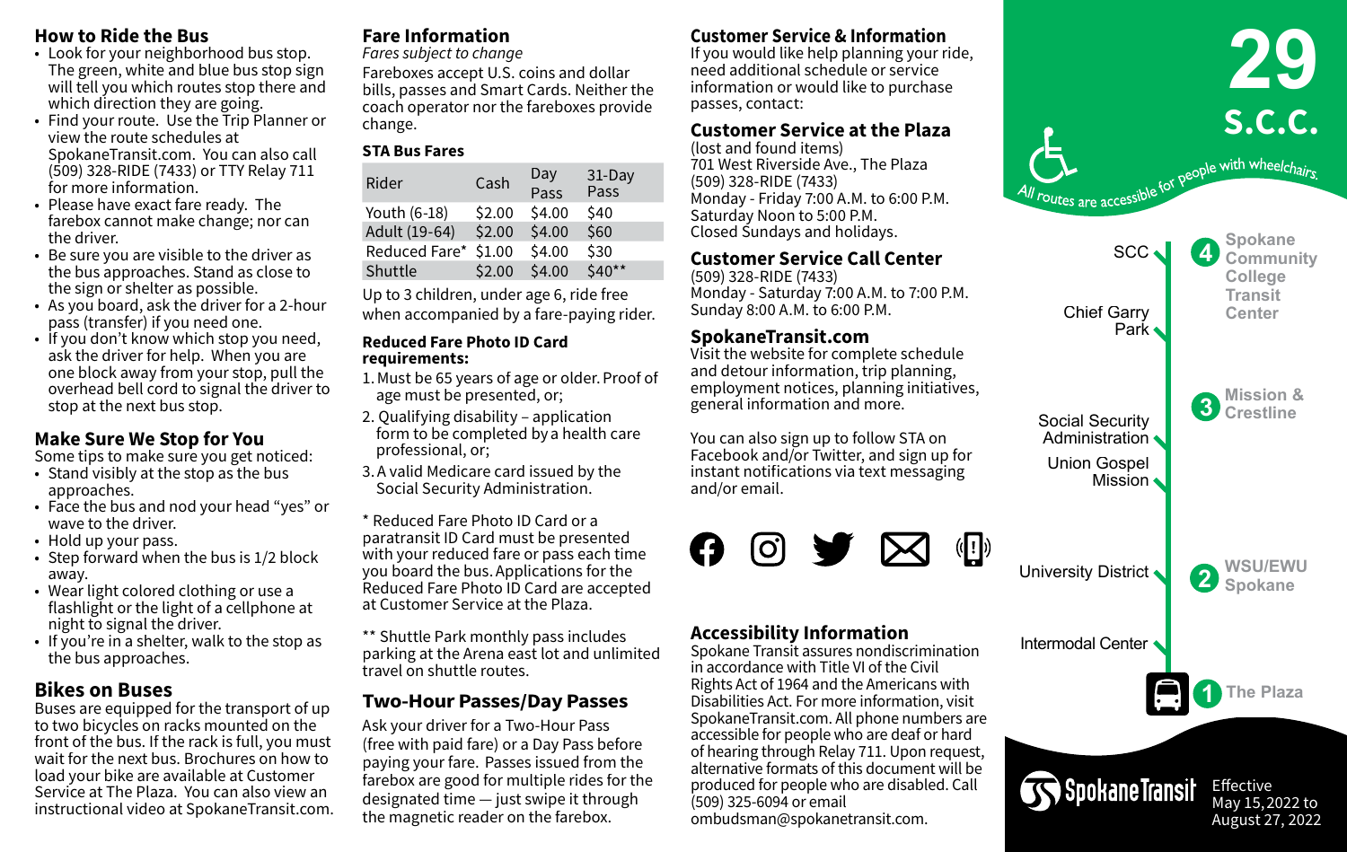## How to Ride the Bus

- Look for your neighborhood bus stop. The green, white and blue bus stop sign will tell you which routes stop there and which direction they are going.
- Find your route. Use the Trip Planner or view the route schedules at SpokaneTransit.com. You can also call (509) 328-RIDE (7433) or TTY Relay 711 for more information.
- Please have exact fare ready. The farebox cannot make change; nor can the driver.
- Be sure you are visible to the driver as the bus approaches. Stand as close to the sign or shelter as possible.
- As you board, ask the driver for a 2-hour pass (transfer) if you need one.
- If you don't know which stop you need, ask the driver for help. When you are one block away from your stop, pull the overhead bell cord to signal the driver to stop at the next bus stop.

## Make Sure We Stop for You

Some tips to make sure you get noticed:

- Stand visibly at the stop as the bus approaches.
- Face the bus and nod your head "yes" or wave to the driver.
- Hold up your pass.
- Step forward when the bus is 1/2 block away.
- Wear light colored clothing or use a flashlight or the light of a cellphone at night to signal the driver.
- If you're in a shelter, walk to the stop as the bus approaches.

## Bikes on Buses

Buses are equipped for the transport of up to two bicycles on racks mounted on the front of the bus. If the rack is full, you must wait for the next bus. Brochures on how to load your bike are available at Customer Service at The Plaza. You can also view an instructional video at SpokaneTransit.com.

## Fare Information

*Fares subject to change*

Fareboxes accept U.S. coins and dollar bills, passes and Smart Cards. Neither the coach operator nor the fareboxes provide change.

### STA Bus Fares

| Rider | Cash | Day Pass | 31-Day Pass |
|---|---|---|---|
| Youth (6-18) | $2.00 | $4.00 | $40 |
| Adult (19-64) | $2.00 | $4.00 | $60 |
| Reduced Fare* | $1.00 | $4.00 | $30 |
| Shuttle | $2.00 | $4.00 | $40** |

Up to 3 children, under age 6, ride free when accompanied by a fare-paying rider.

**Reduced Fare Photo ID Card requirements:**

1. Must be 65 years of age or older. Proof of age must be presented, or;
2. Qualifying disability – application form to be completed by a health care professional, or;
3. A valid Medicare card issued by the Social Security Administration.

\* Reduced Fare Photo ID Card or a paratransit ID Card must be presented with your reduced fare or pass each time you board the bus. Applications for the Reduced Fare Photo ID Card are accepted at Customer Service at the Plaza.

\*\* Shuttle Park monthly pass includes parking at the Arena east lot and unlimited travel on shuttle routes.

## Two-Hour Passes/Day Passes

Ask your driver for a Two-Hour Pass (free with paid fare) or a Day Pass before paying your fare. Passes issued from the farebox are good for multiple rides for the designated time — just swipe it through the magnetic reader on the farebox.

## Customer Service & Information

If you would like help planning your ride, need additional schedule or service information or would like to purchase passes, contact:

## Customer Service at the Plaza

(lost and found items)
701 West Riverside Ave., The Plaza
(509) 328-RIDE (7433)
Monday - Friday 7:00 A.M. to 6:00 P.M.
Saturday Noon to 5:00 P.M.
Closed Sundays and holidays.

## Customer Service Call Center

(509) 328-RIDE (7433)
Monday - Saturday 7:00 A.M. to 7:00 P.M.
Sunday 8:00 A.M. to 6:00 P.M.

## SpokaneTransit.com

Visit the website for complete schedule and detour information, trip planning, employment notices, planning initiatives, general information and more.

You can also sign up to follow STA on Facebook and/or Twitter, and sign up for instant notifications via text messaging and/or email.

## Accessibility Information

Spokane Transit assures nondiscrimination in accordance with Title VI of the Civil Rights Act of 1964 and the Americans with Disabilities Act. For more information, visit SpokaneTransit.com. All phone numbers are accessible for people who are deaf or hard of hearing through Relay 711. Upon request, alternative formats of this document will be produced for people who are disabled. Call (509) 325-6094 or email ombudsman@spokanetransit.com.

# 29 S.C.C.

*All routes are accessible for people with wheelchairs.*

- SCC — 4 Spokane Community College Transit Center
- Chief Garry Park
- Social Security Administration — 3 Mission & Crestline
- Union Gospel Mission
- University District — 2 WSU/EWU Spokane
- Intermodal Center
- 1 The Plaza

Spokane Transit

Effective May 15, 2022 to August 27, 2022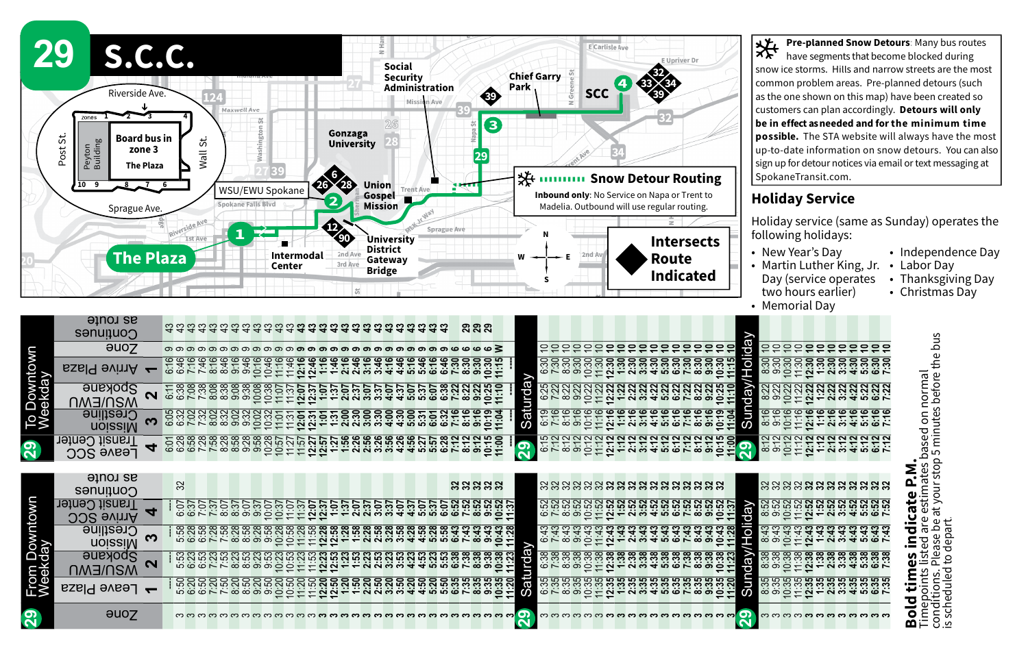# 29 S.C.C.

Riverside Ave.
zones 1 2 3 4
Board bus in zone 3
The Plaza
Post St.
Peyton Building
Wall St.
10 9 8 7 6
Sprague Ave.

124, 27, 26, 28, 39, 27 39, 32, 34, 20
Maxwell Ave, Washington St, Napa St, N Greene St, E Carlisle Ave, E Upriver Dr, Mission Ave, Trent Ave, Spokane Falls Blvd, Riverside Ave, 1st Ave, 2nd Ave, 3rd Ave, Sprague Ave, MLK Jr Way, Sherman St, 2nd Ave
Social Security Administration
Chief Garry Park
SCC
Gonzaga University
WSU/EWU Spokane
Union Gospel Mission
University District Gateway Bridge
Intermodal Center
The Plaza
6, 26, 28, 12, 90, 39, 33, 34, 32, 39

**Snow Detour Routing**
**Inbound only**: No Service on Napa or Trent to Madelia. Outbound will use regular routing.

Intersects Route Indicated

**Pre-planned Snow Detours**: Many bus routes have segments that become blocked during snow ice storms. Hills and narrow streets are the most common problem areas. Pre-planned detours (such as the one shown on this map) have been created so customers can plan accordingly. **Detours will only be in effect as needed and for the minimum time possible.** The STA website will always have the most up-to-date information on snow detours. You can also sign up for detour notices via email or text messaging at SpokaneTransit.com.

## Holiday Service

Holiday service (same as Sunday) operates the following holidays:

- New Year's Day
- Martin Luther King, Jr. Day (service operates two hours earlier)
- Memorial Day
- Independence Day
- Labor Day
- Thanksgiving Day
- Christmas Day

## 29 To Downtown Weekday

| 4 Leave SCC Transit Center | 3 Mission Crestline | 2 WSU/EWU Spokane | 1 Arrive Plaza | Zone | Continues as route |
|---|---|---|---|---|---|
| 6:01 | 6:05 | 6:11 | 6:16 | 9 | 43 |
| 6:28 | 6:32 | 6:38 | 6:46 | 9 | 43 |
| 6:58 | 7:02 | 7:08 | 7:16 | 9 | 43 |
| 7:28 | 7:32 | 7:38 | 7:46 | 9 | 43 |
| 7:58 | 8:02 | 8:08 | 8:16 | 9 | 43 |
| 8:28 | 8:32 | 8:38 | 8:46 | 9 | 43 |
| 8:58 | 9:02 | 9:08 | 9:16 | 9 | 43 |
| 9:28 | 9:32 | 9:38 | 9:46 | 9 | 43 |
| 9:58 | 10:02 | 10:08 | 10:16 | 9 | 43 |
| 10:28 | 10:32 | 10:38 | 10:46 | 9 | 43 |
| 10:57 | 11:01 | 11:07 | 11:16 | 9 | 43 |
| 11:27 | 11:31 | 11:37 | 11:46 | 9 | 43 |
| 11:57 | **12:01** | **12:07** | **12:16** | 9 | 43 |
| **12:27** | **12:31** | **12:37** | **12:46** | 9 | 43 |
| **12:57** | **1:01** | **1:07** | **1:16** | 9 | 43 |
| **1:27** | **1:31** | **1:37** | **1:46** | 9 | 43 |
| **1:56** | **2:00** | **2:07** | **2:16** | 9 | 43 |
| **2:26** | **2:30** | **2:37** | **2:46** | 9 | 43 |
| **2:56** | **3:00** | **3:07** | **3:16** | 9 | 43 |
| **3:26** | **3:30** | **3:37** | **3:46** | 9 | 43 |
| **3:56** | **4:00** | **4:07** | **4:16** | 9 | 43 |
| **4:26** | **4:30** | **4:37** | **4:46** | 9 | 43 |
| **4:56** | **5:00** | **5:07** | **5:16** | 9 | 43 |
| **5:27** | **5:31** | **5:37** | **5:46** | 9 | 43 |
| **5:57** | **6:01** | **6:07** | **6:16** | 9 | 43 |
| **6:28** | **6:32** | **6:38** | **6:46** | 9 | 43 |
| **7:12** | **7:16** | **7:22** | **7:30** | 6 | |
| **8:12** | **8:16** | **8:22** | **8:30** | 6 | 29 |
| **9:12** | **9:16** | **9:22** | **9:30** | 6 | 29 |
| **10:15** | **10:19** | **10:25** | **10:30** | 6 | 29 |
| **11:00** | **11:04** | **11:10** | **11:15** | W | |

## 29 To Downtown Saturday

| 4 Leave SCC Transit Center | 3 Mission Crestline | 2 WSU/EWU Spokane | 1 Arrive Plaza | Zone |
|---|---|---|---|---|
| 6:15 | 6:19 | 6:25 | 6:30 | 10 |
| 7:12 | 7:16 | 7:22 | 7:30 | 10 |
| 8:12 | 8:16 | 8:22 | 8:30 | 10 |
| 9:12 | 9:16 | 9:22 | 9:30 | 10 |
| 10:12 | 10:16 | 10:22 | 10:30 | 10 |
| 11:12 | 11:16 | 11:22 | 11:30 | 10 |
| **12:12** | **12:16** | **12:22** | **12:30** | 10 |
| **1:12** | **1:16** | **1:22** | **1:30** | 10 |
| **2:12** | **2:16** | **2:22** | **2:30** | 10 |
| **3:12** | **3:16** | **3:22** | **3:30** | 10 |
| **4:12** | **4:16** | **4:22** | **4:30** | 10 |
| **5:12** | **5:16** | **5:22** | **5:30** | 10 |
| **6:12** | **6:16** | **6:22** | **6:30** | 10 |
| **7:12** | **7:16** | **7:22** | **7:30** | 10 |
| **8:12** | **8:16** | **8:22** | **8:30** | 10 |
| **9:15** | **9:19** | **9:25** | **9:30** | 10 |
| **10:15** | **10:19** | **10:25** | **10:30** | 10 |
| **11:00** | **11:04** | **11:10** | **11:15** | 10 |

## 29 To Downtown Sunday/Holiday

| 4 Leave SCC Transit Center | 3 Mission Crestline | 2 WSU/EWU Spokane | 1 Arrive Plaza | Zone |
|---|---|---|---|---|
| 8:12 | 8:16 | 8:22 | 8:30 | 10 |
| 9:12 | 9:16 | 9:22 | 9:30 | 10 |
| 10:12 | 10:16 | 10:22 | 10:30 | 10 |
| 11:12 | 11:16 | 11:22 | 11:30 | 10 |
| **12:12** | **12:16** | **12:22** | **12:30** | 10 |
| **1:12** | **1:16** | **1:22** | **1:30** | 10 |
| **2:12** | **2:16** | **2:22** | **2:30** | 10 |
| **3:12** | **3:16** | **3:22** | **3:30** | 10 |
| **4:12** | **4:16** | **4:22** | **4:30** | 10 |
| **5:12** | **5:16** | **5:22** | **5:30** | 10 |
| **6:12** | **6:16** | **6:22** | **6:30** | 10 |
| **7:12** | **7:16** | **7:22** | **7:30** | 10 |

## 29 From Downtown Weekday

| Zone | 1 Leave Plaza | 2 WSU/EWU Spokane | 3 Mission Crestline | 4 Arrive SCC Transit Center | Continues as route |
|---|---|---|---|---|---|
| 3 | 5:50 | 5:53 | 5:58 | 6:07 | 32 |
| 3 | 6:20 | 6:23 | 6:28 | 6:37 | |
| 3 | 6:50 | 6:53 | 6:58 | 7:07 | |
| 3 | 7:20 | 7:23 | 7:28 | 7:37 | |
| 3 | 7:50 | 7:53 | 7:58 | 8:07 | |
| 3 | 8:20 | 8:23 | 8:28 | 8:37 | |
| 3 | 8:50 | 8:53 | 8:58 | 9:07 | |
| 3 | 9:20 | 9:23 | 9:28 | 9:37 | |
| 3 | 9:50 | 9:53 | 9:58 | 10:07 | |
| 3 | 10:20 | 10:23 | 10:28 | 10:37 | |
| 3 | 10:50 | 10:53 | 10:58 | 11:07 | |
| 3 | 11:20 | 11:23 | 11:28 | 11:37 | |
| 3 | 11:50 | 11:53 | 11:58 | **12:07** | |
| 3 | **12:20** | **12:23** | **12:28** | **12:37** | |
| 3 | **12:50** | **12:53** | **12:58** | **1:07** | |
| 3 | **1:20** | **1:23** | **1:28** | **1:37** | |
| 3 | **1:50** | **1:53** | **1:58** | **2:07** | |
| 3 | **2:20** | **2:23** | **2:28** | **2:37** | |
| 3 | **2:50** | **2:53** | **2:58** | **3:07** | |
| 3 | **3:20** | **3:23** | **3:28** | **3:37** | |
| 3 | **3:50** | **3:53** | **3:58** | **4:07** | |
| 3 | **4:20** | **4:23** | **4:28** | **4:37** | |
| 3 | **4:50** | **4:53** | **4:58** | **5:07** | |
| 3 | **5:20** | **5:23** | **5:28** | **5:37** | |
| 3 | **5:50** | **5:53** | **5:58** | **6:07** | |
| 3 | **6:35** | **6:38** | **6:43** | **6:52** | 32 |
| 3 | **7:35** | **7:38** | **7:43** | **7:52** | 32 |
| 3 | **8:35** | **8:38** | **8:43** | **8:52** | 32 |
| 3 | **9:35** | **9:38** | **9:43** | **9:52** | 32 |
| 3 | **10:35** | **10:38** | **10:43** | **10:52** | 32 |
| 3 | **11:20** | **11:23** | **11:28** | **11:37** | |

## 29 From Downtown Saturday

| Zone | 1 Leave Plaza | 2 WSU/EWU Spokane | 3 Mission Crestline | 4 Arrive SCC Transit Center | Continues as route |
|---|---|---|---|---|---|
| 3 | 6:35 | 6:38 | 6:43 | 6:52 | 32 |
| 3 | 7:35 | 7:38 | 7:43 | 7:52 | 32 |
| 3 | 8:35 | 8:38 | 8:43 | 8:52 | 32 |
| 3 | 9:35 | 9:38 | 9:43 | 9:52 | 32 |
| 3 | 10:35 | 10:38 | 10:43 | 10:52 | 32 |
| 3 | 11:35 | 11:38 | 11:43 | 11:52 | 32 |
| 3 | **12:35** | **12:38** | **12:43** | **12:52** | 32 |
| 3 | **1:35** | **1:38** | **1:43** | **1:52** | 32 |
| 3 | **2:35** | **2:38** | **2:43** | **2:52** | 32 |
| 3 | **3:35** | **3:38** | **3:43** | **3:52** | 32 |
| 3 | **4:35** | **4:38** | **4:43** | **4:52** | 32 |
| 3 | **5:35** | **5:38** | **5:43** | **5:52** | 32 |
| 3 | **6:35** | **6:38** | **6:43** | **6:52** | 32 |
| 3 | **7:35** | **7:38** | **7:43** | **7:52** | 32 |
| 3 | **8:35** | **8:38** | **8:43** | **8:52** | 32 |
| 3 | **9:35** | **9:38** | **9:43** | **9:52** | 32 |
| 3 | **10:35** | **10:38** | **10:43** | **10:52** | 32 |
| 3 | **11:20** | **11:23** | **11:28** | **11:37** | |

## 29 From Downtown Sunday/Holiday

| Zone | 1 Leave Plaza | 2 WSU/EWU Spokane | 3 Mission Crestline | 4 Arrive SCC Transit Center | Continues as route |
|---|---|---|---|---|---|
| 3 | 8:35 | 8:38 | 8:43 | 8:52 | 32 |
| 3 | 9:35 | 9:38 | 9:43 | 9:52 | 32 |
| 3 | 10:35 | 10:38 | 10:43 | 10:52 | 32 |
| 3 | 11:35 | 11:38 | 11:43 | 11:52 | 32 |
| 3 | **12:35** | **12:38** | **12:43** | **12:52** | 32 |
| 3 | **1:35** | **1:38** | **1:43** | **1:52** | 32 |
| 3 | **2:35** | **2:38** | **2:43** | **2:52** | 32 |
| 3 | **3:35** | **3:38** | **3:43** | **3:52** | 32 |
| 3 | **4:35** | **4:38** | **4:43** | **4:52** | 32 |
| 3 | **5:35** | **5:38** | **5:43** | **5:52** | 32 |
| 3 | **6:35** | **6:38** | **6:43** | **6:52** | 32 |
| 3 | **7:35** | **7:38** | **7:43** | **7:52** | 32 |

**Bold times indicate P.M.**
Timepoints listed are estimates based on normal conditions. Please be at your stop 5 minutes before the bus is scheduled to depart.